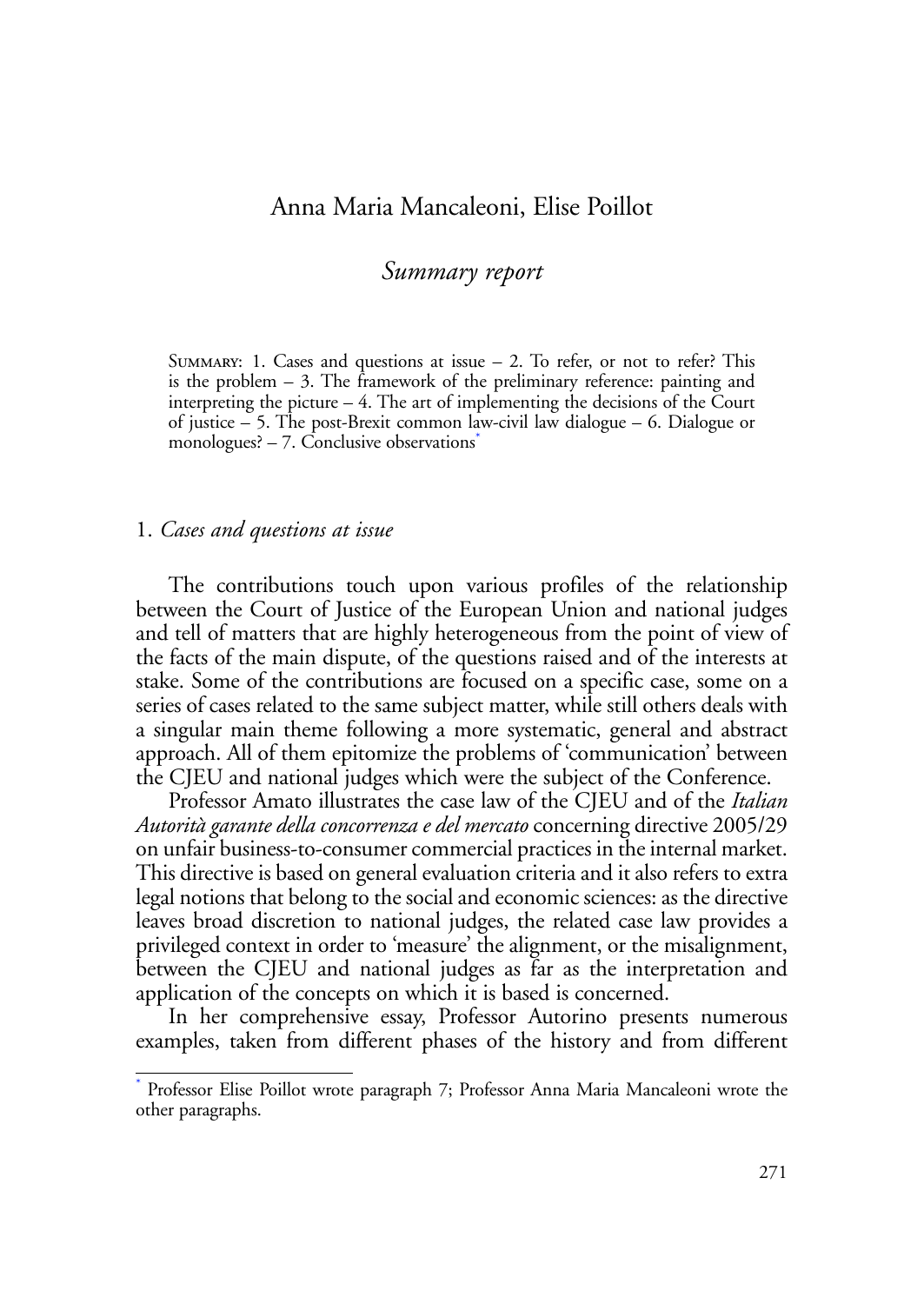Anna Maria Mancaleoni, Elise Poillot

# *Summary report*

Summary: 1. Cases and questions at issue – 2. To refer, or not to refer? This is the problem – 3. The framework of the preliminary reference: painting and interpreting the picture – 4. The art of implementing the decisions of the Court of justice – 5. The post-Brexit common law-civil law dialogue – 6. Dialogue or monologues? – 7. Conclusive observations[*]

## 1. *Cases and questions at issue*

The contributions touch upon various profiles of the relationship between the Court of Justice of the European Union and national judges and tell of matters that are highly heterogeneous from the point of view of the facts of the main dispute, of the questions raised and of the interests at stake. Some of the contributions are focused on a specific case, some on a series of cases related to the same subject matter, while still others deals with a singular main theme following a more systematic, general and abstract approach. All of them epitomize the problems of 'communication' between the CJEU and national judges which were the subject of the Conference.

Professor Amato illustrates the case law of the CJEU and of the *Italian Autorità garante della concorrenza e del mercato* concerning directive 2005/29 on unfair business-to-consumer commercial practices in the internal market. This directive is based on general evaluation criteria and it also refers to extra legal notions that belong to the social and economic sciences: as the directive leaves broad discretion to national judges, the related case law provides a privileged context in order to 'measure' the alignment, or the misalignment, between the CJEU and national judges as far as the interpretation and application of the concepts on which it is based is concerned.

In her comprehensive essay, Professor Autorino presents numerous examples, taken from different phases of the history and from different

[*] Professor Elise Poillot wrote paragraph 7; Professor Anna Maria Mancaleoni wrote the other paragraphs.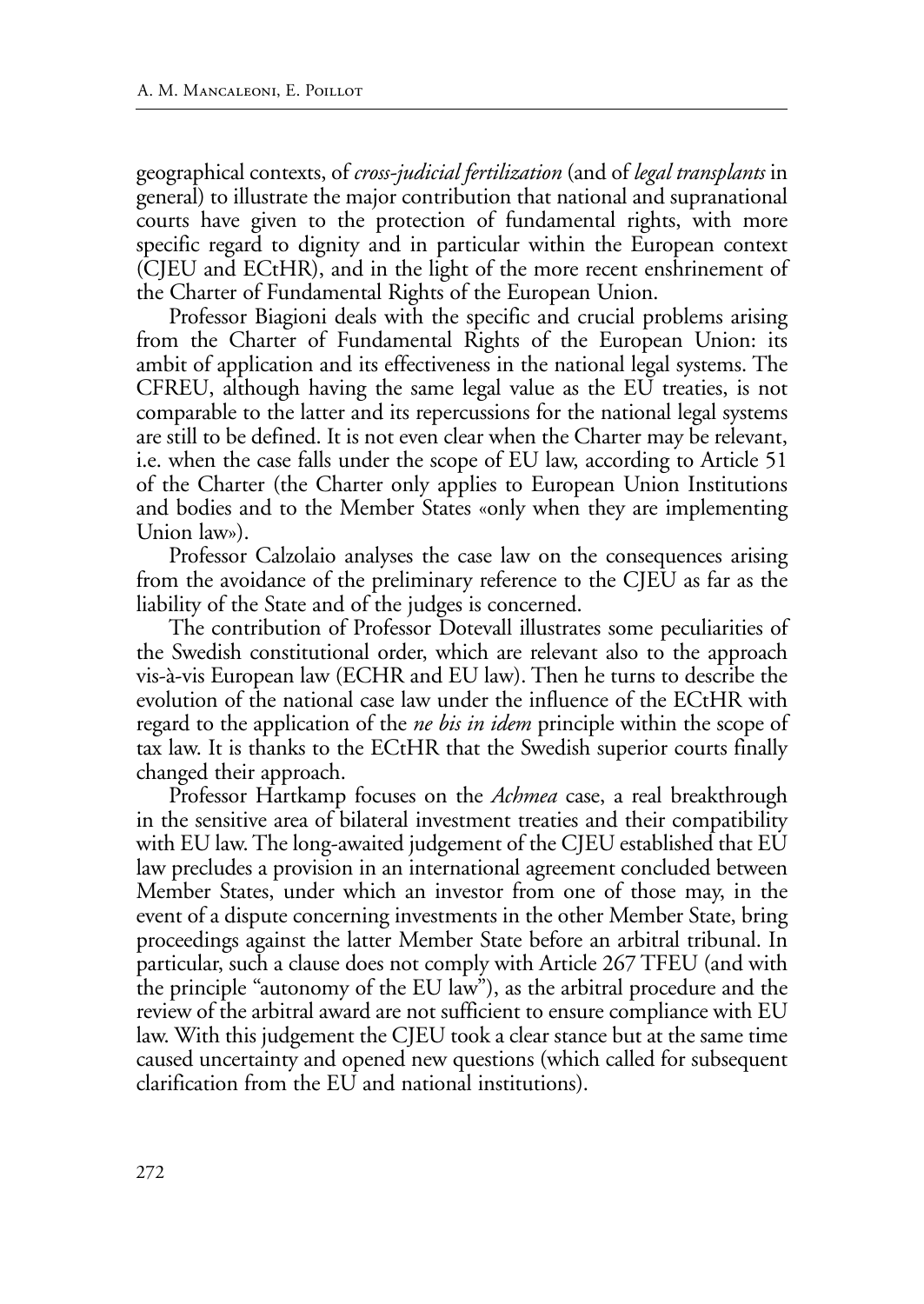geographical contexts, of *cross-judicial fertilization* (and of *legal transplants* in general) to illustrate the major contribution that national and supranational courts have given to the protection of fundamental rights, with more specific regard to dignity and in particular within the European context (CJEU and ECtHR), and in the light of the more recent enshrinement of the Charter of Fundamental Rights of the European Union.

Professor Biagioni deals with the specific and crucial problems arising from the Charter of Fundamental Rights of the European Union: its ambit of application and its effectiveness in the national legal systems. The CFREU, although having the same legal value as the EU treaties, is not comparable to the latter and its repercussions for the national legal systems are still to be defined. It is not even clear when the Charter may be relevant, i.e. when the case falls under the scope of EU law, according to Article 51 of the Charter (the Charter only applies to European Union Institutions and bodies and to the Member States «only when they are implementing Union law»).

Professor Calzolaio analyses the case law on the consequences arising from the avoidance of the preliminary reference to the CJEU as far as the liability of the State and of the judges is concerned.

The contribution of Professor Dotevall illustrates some peculiarities of the Swedish constitutional order, which are relevant also to the approach vis-à-vis European law (ECHR and EU law). Then he turns to describe the evolution of the national case law under the influence of the ECtHR with regard to the application of the *ne bis in idem* principle within the scope of tax law. It is thanks to the ECtHR that the Swedish superior courts finally changed their approach.

Professor Hartkamp focuses on the *Achmea* case, a real breakthrough in the sensitive area of bilateral investment treaties and their compatibility with EU law. The long-awaited judgement of the CJEU established that EU law precludes a provision in an international agreement concluded between Member States, under which an investor from one of those may, in the event of a dispute concerning investments in the other Member State, bring proceedings against the latter Member State before an arbitral tribunal. In particular, such a clause does not comply with Article 267 TFEU (and with the principle "autonomy of the EU law"), as the arbitral procedure and the review of the arbitral award are not sufficient to ensure compliance with EU law. With this judgement the CJEU took a clear stance but at the same time caused uncertainty and opened new questions (which called for subsequent clarification from the EU and national institutions).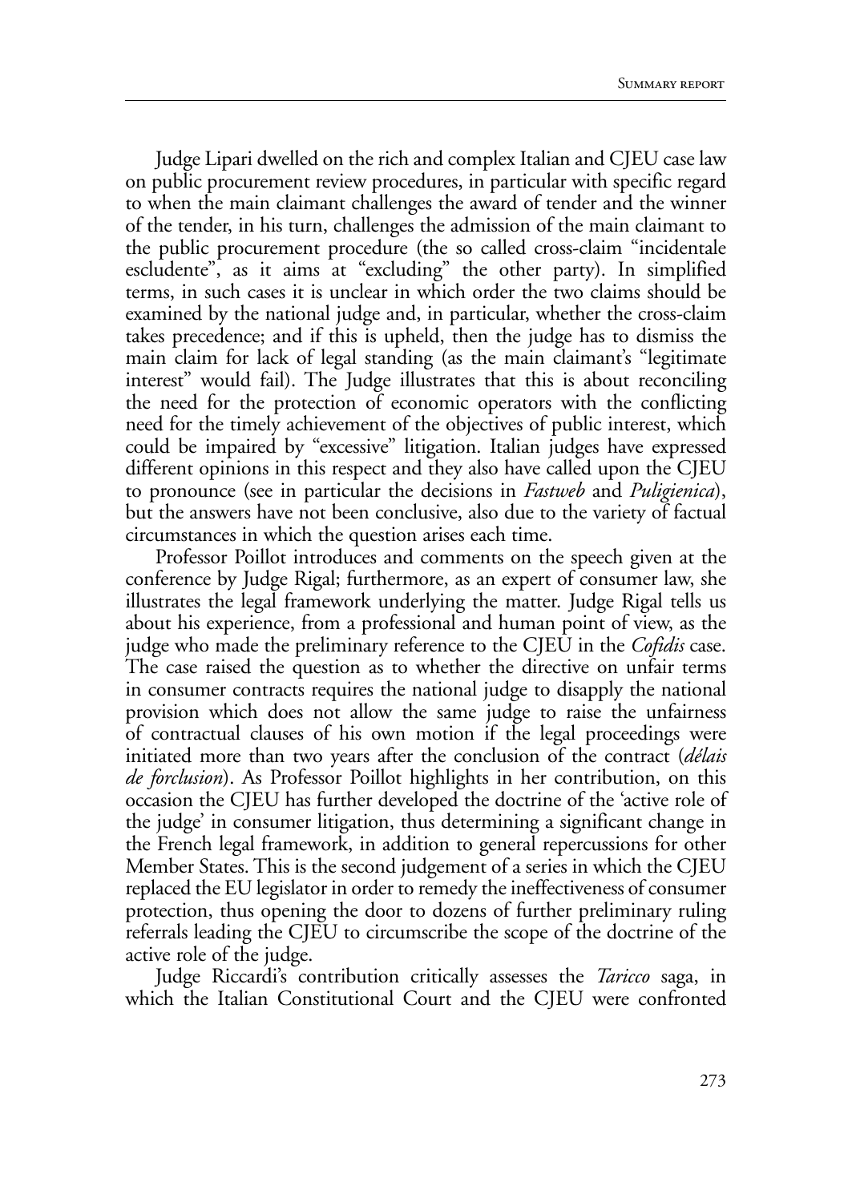Judge Lipari dwelled on the rich and complex Italian and CJEU case law on public procurement review procedures, in particular with specific regard to when the main claimant challenges the award of tender and the winner of the tender, in his turn, challenges the admission of the main claimant to the public procurement procedure (the so called cross-claim "incidentale escludente", as it aims at "excluding" the other party). In simplified terms, in such cases it is unclear in which order the two claims should be examined by the national judge and, in particular, whether the cross-claim takes precedence; and if this is upheld, then the judge has to dismiss the main claim for lack of legal standing (as the main claimant's "legitimate interest" would fail). The Judge illustrates that this is about reconciling the need for the protection of economic operators with the conflicting need for the timely achievement of the objectives of public interest, which could be impaired by "excessive" litigation. Italian judges have expressed different opinions in this respect and they also have called upon the CJEU to pronounce (see in particular the decisions in *Fastweb* and *Puligienica*), but the answers have not been conclusive, also due to the variety of factual circumstances in which the question arises each time.

Professor Poillot introduces and comments on the speech given at the conference by Judge Rigal; furthermore, as an expert of consumer law, she illustrates the legal framework underlying the matter. Judge Rigal tells us about his experience, from a professional and human point of view, as the judge who made the preliminary reference to the CJEU in the *Cofidis* case. The case raised the question as to whether the directive on unfair terms in consumer contracts requires the national judge to disapply the national provision which does not allow the same judge to raise the unfairness of contractual clauses of his own motion if the legal proceedings were initiated more than two years after the conclusion of the contract (*délais de forclusion*). As Professor Poillot highlights in her contribution, on this occasion the CJEU has further developed the doctrine of the 'active role of the judge' in consumer litigation, thus determining a significant change in the French legal framework, in addition to general repercussions for other Member States. This is the second judgement of a series in which the CJEU replaced the EU legislator in order to remedy the ineffectiveness of consumer protection, thus opening the door to dozens of further preliminary ruling referrals leading the CJEU to circumscribe the scope of the doctrine of the active role of the judge.

Judge Riccardi's contribution critically assesses the *Taricco* saga, in which the Italian Constitutional Court and the CJEU were confronted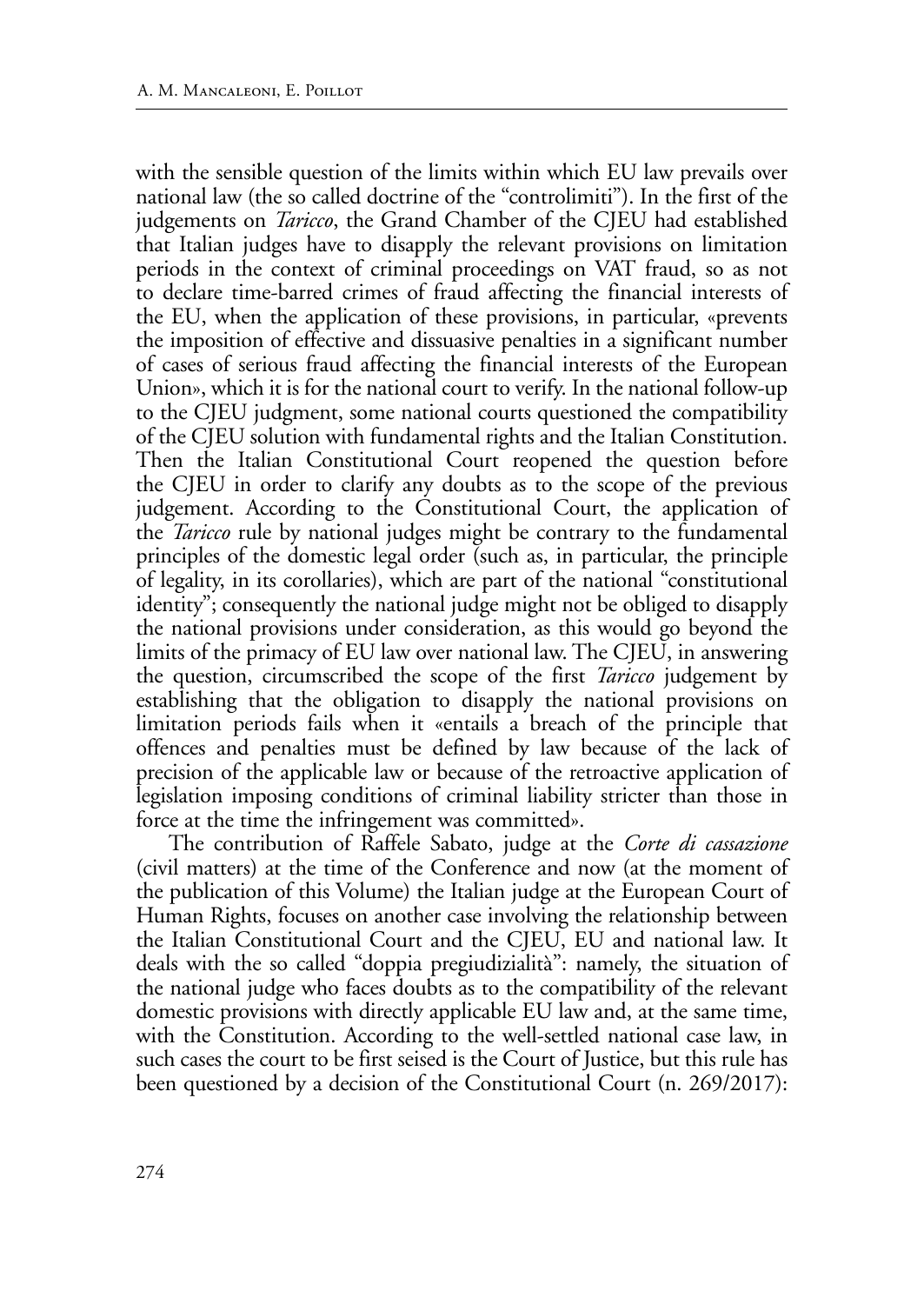with the sensible question of the limits within which EU law prevails over national law (the so called doctrine of the "controlimiti"). In the first of the judgements on *Taricco*, the Grand Chamber of the CJEU had established that Italian judges have to disapply the relevant provisions on limitation periods in the context of criminal proceedings on VAT fraud, so as not to declare time-barred crimes of fraud affecting the financial interests of the EU, when the application of these provisions, in particular, «prevents the imposition of effective and dissuasive penalties in a significant number of cases of serious fraud affecting the financial interests of the European Union», which it is for the national court to verify. In the national follow-up to the CJEU judgment, some national courts questioned the compatibility of the CJEU solution with fundamental rights and the Italian Constitution. Then the Italian Constitutional Court reopened the question before the CJEU in order to clarify any doubts as to the scope of the previous judgement. According to the Constitutional Court, the application of the *Taricco* rule by national judges might be contrary to the fundamental principles of the domestic legal order (such as, in particular, the principle of legality, in its corollaries), which are part of the national "constitutional identity"; consequently the national judge might not be obliged to disapply the national provisions under consideration, as this would go beyond the limits of the primacy of EU law over national law. The CJEU, in answering the question, circumscribed the scope of the first *Taricco* judgement by establishing that the obligation to disapply the national provisions on limitation periods fails when it «entails a breach of the principle that offences and penalties must be defined by law because of the lack of precision of the applicable law or because of the retroactive application of legislation imposing conditions of criminal liability stricter than those in force at the time the infringement was committed».

The contribution of Raffele Sabato, judge at the *Corte di cassazione* (civil matters) at the time of the Conference and now (at the moment of the publication of this Volume) the Italian judge at the European Court of Human Rights, focuses on another case involving the relationship between the Italian Constitutional Court and the CJEU, EU and national law. It deals with the so called "doppia pregiudizialità": namely, the situation of the national judge who faces doubts as to the compatibility of the relevant domestic provisions with directly applicable EU law and, at the same time, with the Constitution. According to the well-settled national case law, in such cases the court to be first seised is the Court of Justice, but this rule has been questioned by a decision of the Constitutional Court (n. 269/2017):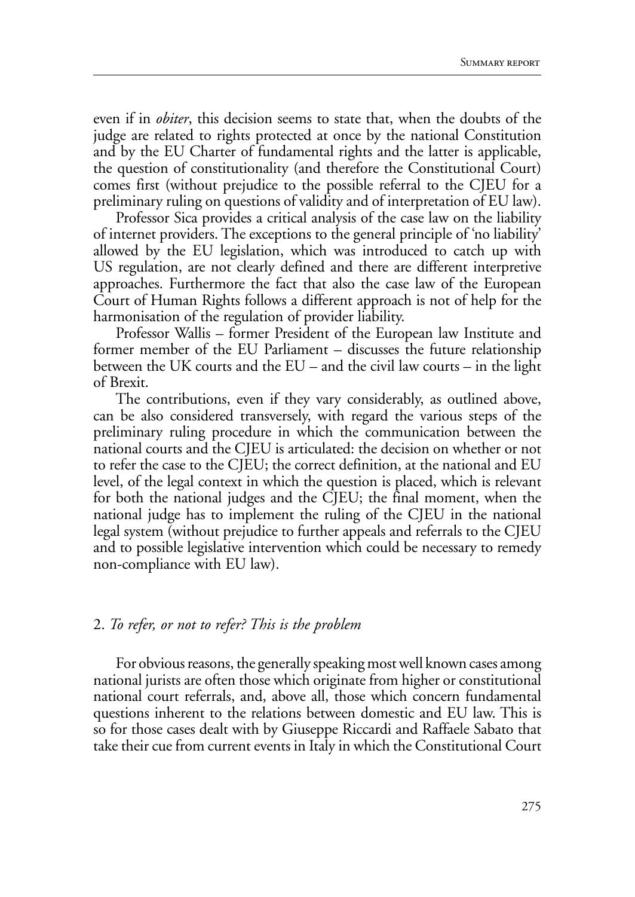even if in *obiter*, this decision seems to state that, when the doubts of the judge are related to rights protected at once by the national Constitution and by the EU Charter of fundamental rights and the latter is applicable, the question of constitutionality (and therefore the Constitutional Court) comes first (without prejudice to the possible referral to the CJEU for a preliminary ruling on questions of validity and of interpretation of EU law).

Professor Sica provides a critical analysis of the case law on the liability of internet providers. The exceptions to the general principle of 'no liability' allowed by the EU legislation, which was introduced to catch up with US regulation, are not clearly defined and there are different interpretive approaches. Furthermore the fact that also the case law of the European Court of Human Rights follows a different approach is not of help for the harmonisation of the regulation of provider liability.

Professor Wallis – former President of the European law Institute and former member of the EU Parliament – discusses the future relationship between the UK courts and the EU – and the civil law courts – in the light of Brexit.

The contributions, even if they vary considerably, as outlined above, can be also considered transversely, with regard the various steps of the preliminary ruling procedure in which the communication between the national courts and the CJEU is articulated: the decision on whether or not to refer the case to the CJEU; the correct definition, at the national and EU level, of the legal context in which the question is placed, which is relevant for both the national judges and the CJEU; the final moment, when the national judge has to implement the ruling of the CJEU in the national legal system (without prejudice to further appeals and referrals to the CJEU and to possible legislative intervention which could be necessary to remedy non-compliance with EU law).

## 2. *To refer, or not to refer? This is the problem*

For obvious reasons, the generally speaking most well known cases among national jurists are often those which originate from higher or constitutional national court referrals, and, above all, those which concern fundamental questions inherent to the relations between domestic and EU law. This is so for those cases dealt with by Giuseppe Riccardi and Raffaele Sabato that take their cue from current events in Italy in which the Constitutional Court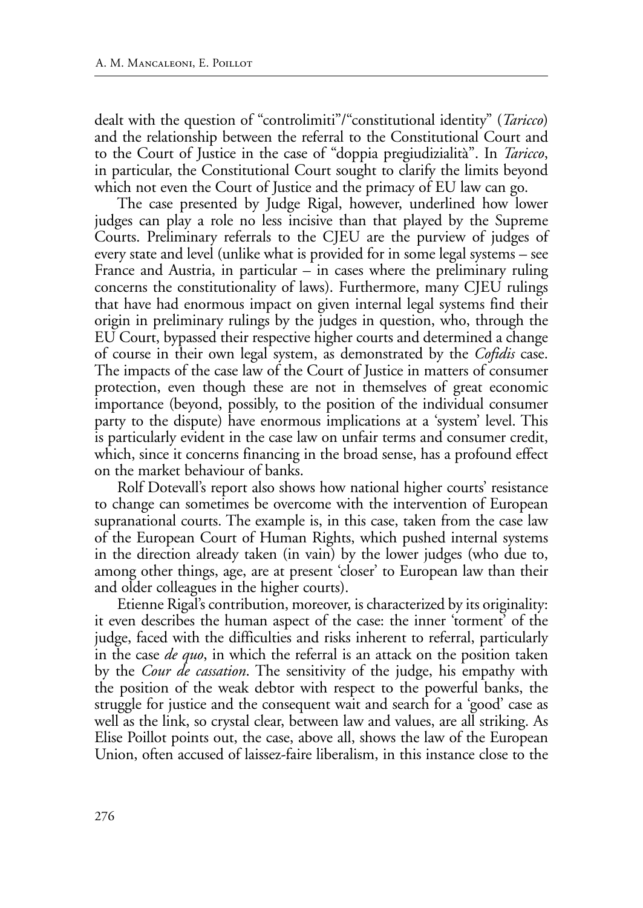dealt with the question of "controlimiti"/"constitutional identity" (*Taricco*) and the relationship between the referral to the Constitutional Court and to the Court of Justice in the case of "doppia pregiudizialità". In *Taricco*, in particular, the Constitutional Court sought to clarify the limits beyond which not even the Court of Justice and the primacy of EU law can go.

The case presented by Judge Rigal, however, underlined how lower judges can play a role no less incisive than that played by the Supreme Courts. Preliminary referrals to the CJEU are the purview of judges of every state and level (unlike what is provided for in some legal systems – see France and Austria, in particular – in cases where the preliminary ruling concerns the constitutionality of laws). Furthermore, many CJEU rulings that have had enormous impact on given internal legal systems find their origin in preliminary rulings by the judges in question, who, through the EU Court, bypassed their respective higher courts and determined a change of course in their own legal system, as demonstrated by the *Cofidis* case. The impacts of the case law of the Court of Justice in matters of consumer protection, even though these are not in themselves of great economic importance (beyond, possibly, to the position of the individual consumer party to the dispute) have enormous implications at a 'system' level. This is particularly evident in the case law on unfair terms and consumer credit, which, since it concerns financing in the broad sense, has a profound effect on the market behaviour of banks.

Rolf Dotevall's report also shows how national higher courts' resistance to change can sometimes be overcome with the intervention of European supranational courts. The example is, in this case, taken from the case law of the European Court of Human Rights, which pushed internal systems in the direction already taken (in vain) by the lower judges (who due to, among other things, age, are at present 'closer' to European law than their and older colleagues in the higher courts).

Etienne Rigal's contribution, moreover, is characterized by its originality: it even describes the human aspect of the case: the inner 'torment' of the judge, faced with the difficulties and risks inherent to referral, particularly in the case *de quo*, in which the referral is an attack on the position taken by the *Cour de cassation*. The sensitivity of the judge, his empathy with the position of the weak debtor with respect to the powerful banks, the struggle for justice and the consequent wait and search for a 'good' case as well as the link, so crystal clear, between law and values, are all striking. As Elise Poillot points out, the case, above all, shows the law of the European Union, often accused of laissez-faire liberalism, in this instance close to the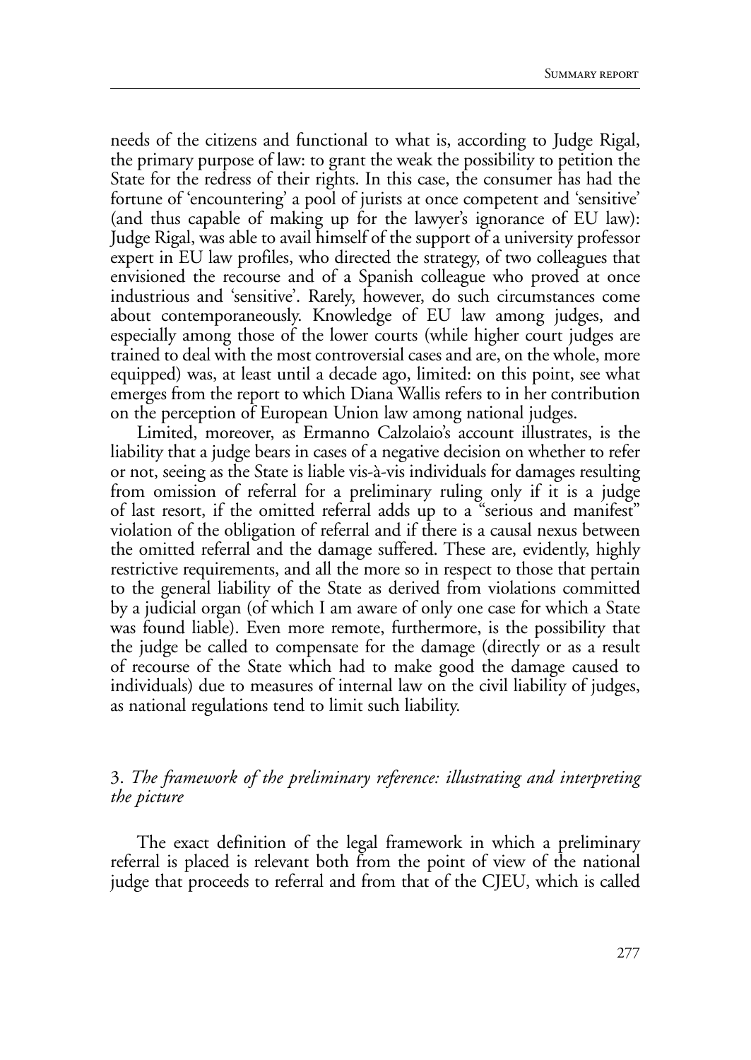needs of the citizens and functional to what is, according to Judge Rigal, the primary purpose of law: to grant the weak the possibility to petition the State for the redress of their rights. In this case, the consumer has had the fortune of 'encountering' a pool of jurists at once competent and 'sensitive' (and thus capable of making up for the lawyer's ignorance of EU law): Judge Rigal, was able to avail himself of the support of a university professor expert in EU law profiles, who directed the strategy, of two colleagues that envisioned the recourse and of a Spanish colleague who proved at once industrious and 'sensitive'. Rarely, however, do such circumstances come about contemporaneously. Knowledge of EU law among judges, and especially among those of the lower courts (while higher court judges are trained to deal with the most controversial cases and are, on the whole, more equipped) was, at least until a decade ago, limited: on this point, see what emerges from the report to which Diana Wallis refers to in her contribution on the perception of European Union law among national judges.

Limited, moreover, as Ermanno Calzolaio's account illustrates, is the liability that a judge bears in cases of a negative decision on whether to refer or not, seeing as the State is liable vis-à-vis individuals for damages resulting from omission of referral for a preliminary ruling only if it is a judge of last resort, if the omitted referral adds up to a "serious and manifest" violation of the obligation of referral and if there is a causal nexus between the omitted referral and the damage suffered. These are, evidently, highly restrictive requirements, and all the more so in respect to those that pertain to the general liability of the State as derived from violations committed by a judicial organ (of which I am aware of only one case for which a State was found liable). Even more remote, furthermore, is the possibility that the judge be called to compensate for the damage (directly or as a result of recourse of the State which had to make good the damage caused to individuals) due to measures of internal law on the civil liability of judges, as national regulations tend to limit such liability.

## 3. *The framework of the preliminary reference: illustrating and interpreting the picture*

The exact definition of the legal framework in which a preliminary referral is placed is relevant both from the point of view of the national judge that proceeds to referral and from that of the CJEU, which is called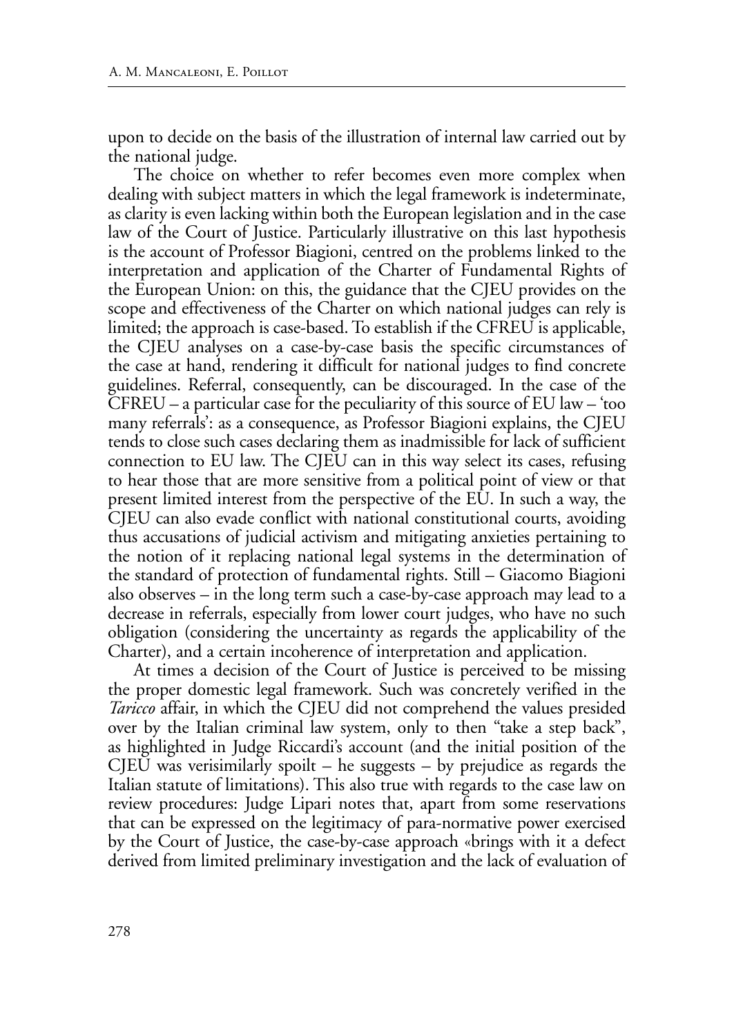upon to decide on the basis of the illustration of internal law carried out by the national judge.

The choice on whether to refer becomes even more complex when dealing with subject matters in which the legal framework is indeterminate, as clarity is even lacking within both the European legislation and in the case law of the Court of Justice. Particularly illustrative on this last hypothesis is the account of Professor Biagioni, centred on the problems linked to the interpretation and application of the Charter of Fundamental Rights of the European Union: on this, the guidance that the CJEU provides on the scope and effectiveness of the Charter on which national judges can rely is limited; the approach is case-based. To establish if the CFREU is applicable, the CJEU analyses on a case-by-case basis the specific circumstances of the case at hand, rendering it difficult for national judges to find concrete guidelines. Referral, consequently, can be discouraged. In the case of the CFREU – a particular case for the peculiarity of this source of EU law – 'too many referrals': as a consequence, as Professor Biagioni explains, the CJEU tends to close such cases declaring them as inadmissible for lack of sufficient connection to EU law. The CJEU can in this way select its cases, refusing to hear those that are more sensitive from a political point of view or that present limited interest from the perspective of the EU. In such a way, the CJEU can also evade conflict with national constitutional courts, avoiding thus accusations of judicial activism and mitigating anxieties pertaining to the notion of it replacing national legal systems in the determination of the standard of protection of fundamental rights. Still – Giacomo Biagioni also observes – in the long term such a case-by-case approach may lead to a decrease in referrals, especially from lower court judges, who have no such obligation (considering the uncertainty as regards the applicability of the Charter), and a certain incoherence of interpretation and application.

At times a decision of the Court of Justice is perceived to be missing the proper domestic legal framework. Such was concretely verified in the *Taricco* affair, in which the CJEU did not comprehend the values presided over by the Italian criminal law system, only to then "take a step back", as highlighted in Judge Riccardi's account (and the initial position of the CJEU was verisimilarly spoilt – he suggests – by prejudice as regards the Italian statute of limitations). This also true with regards to the case law on review procedures: Judge Lipari notes that, apart from some reservations that can be expressed on the legitimacy of para-normative power exercised by the Court of Justice, the case-by-case approach «brings with it a defect derived from limited preliminary investigation and the lack of evaluation of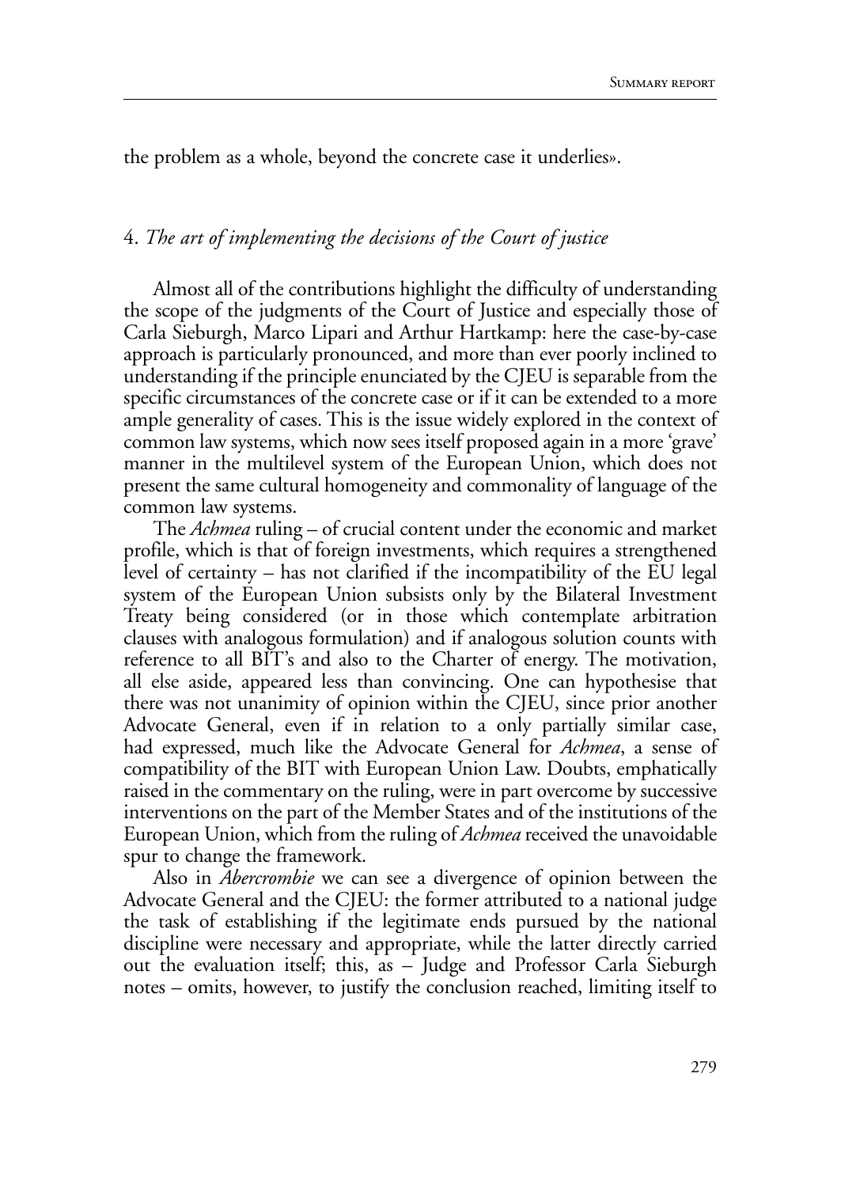the problem as a whole, beyond the concrete case it underlies».

## 4. *The art of implementing the decisions of the Court of justice*

Almost all of the contributions highlight the difficulty of understanding the scope of the judgments of the Court of Justice and especially those of Carla Sieburgh, Marco Lipari and Arthur Hartkamp: here the case-by-case approach is particularly pronounced, and more than ever poorly inclined to understanding if the principle enunciated by the CJEU is separable from the specific circumstances of the concrete case or if it can be extended to a more ample generality of cases. This is the issue widely explored in the context of common law systems, which now sees itself proposed again in a more 'grave' manner in the multilevel system of the European Union, which does not present the same cultural homogeneity and commonality of language of the common law systems.

The *Achmea* ruling – of crucial content under the economic and market profile, which is that of foreign investments, which requires a strengthened level of certainty – has not clarified if the incompatibility of the EU legal system of the European Union subsists only by the Bilateral Investment Treaty being considered (or in those which contemplate arbitration clauses with analogous formulation) and if analogous solution counts with reference to all BIT's and also to the Charter of energy. The motivation, all else aside, appeared less than convincing. One can hypothesise that there was not unanimity of opinion within the CJEU, since prior another Advocate General, even if in relation to a only partially similar case, had expressed, much like the Advocate General for *Achmea*, a sense of compatibility of the BIT with European Union Law. Doubts, emphatically raised in the commentary on the ruling, were in part overcome by successive interventions on the part of the Member States and of the institutions of the European Union, which from the ruling of *Achmea* received the unavoidable spur to change the framework.

Also in *Abercrombie* we can see a divergence of opinion between the Advocate General and the CJEU: the former attributed to a national judge the task of establishing if the legitimate ends pursued by the national discipline were necessary and appropriate, while the latter directly carried out the evaluation itself; this, as – Judge and Professor Carla Sieburgh notes – omits, however, to justify the conclusion reached, limiting itself to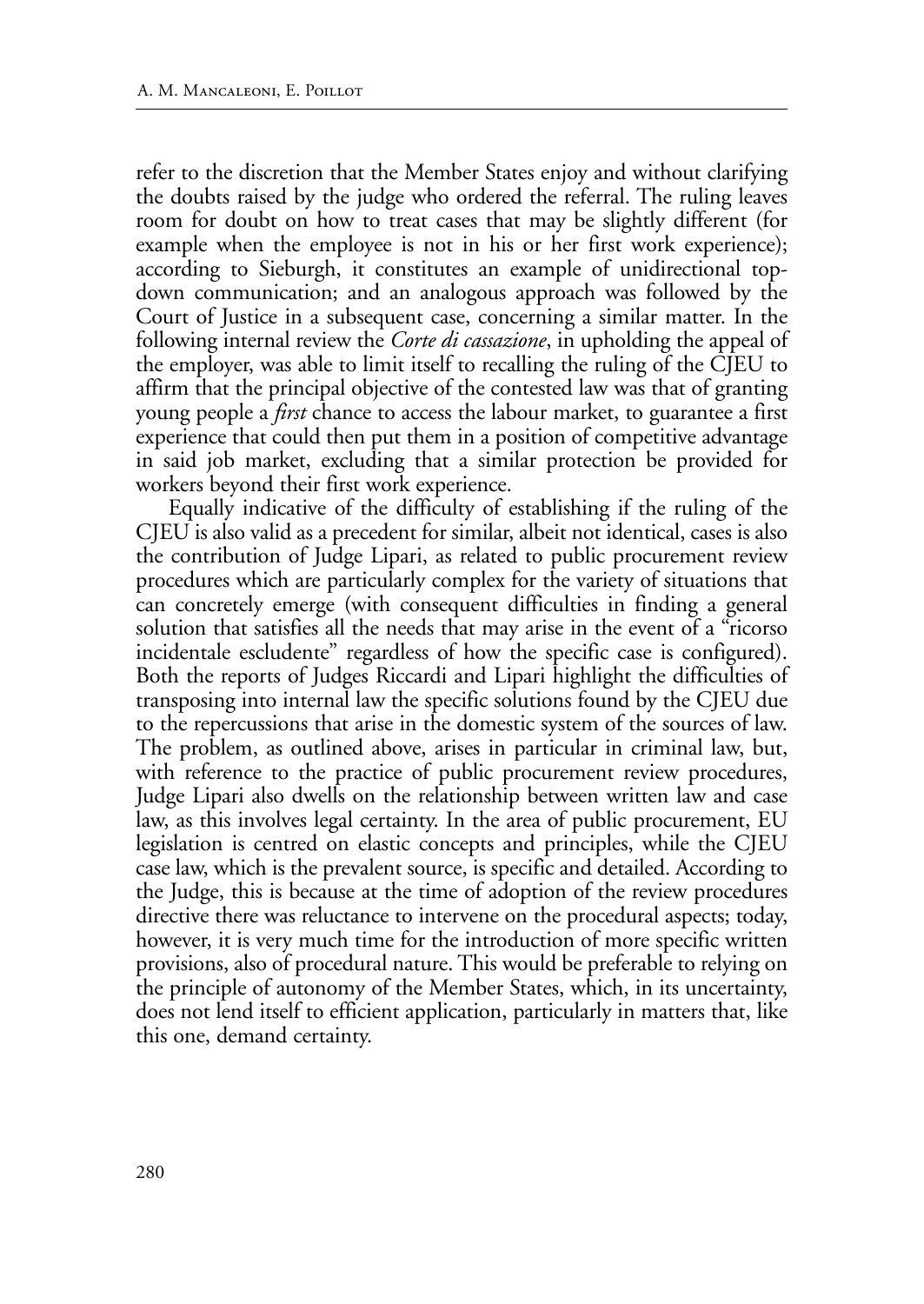refer to the discretion that the Member States enjoy and without clarifying the doubts raised by the judge who ordered the referral. The ruling leaves room for doubt on how to treat cases that may be slightly different (for example when the employee is not in his or her first work experience); according to Sieburgh, it constitutes an example of unidirectional top-down communication; and an analogous approach was followed by the Court of Justice in a subsequent case, concerning a similar matter. In the following internal review the *Corte di cassazione*, in upholding the appeal of the employer, was able to limit itself to recalling the ruling of the CJEU to affirm that the principal objective of the contested law was that of granting young people a *first* chance to access the labour market, to guarantee a first experience that could then put them in a position of competitive advantage in said job market, excluding that a similar protection be provided for workers beyond their first work experience.

Equally indicative of the difficulty of establishing if the ruling of the CJEU is also valid as a precedent for similar, albeit not identical, cases is also the contribution of Judge Lipari, as related to public procurement review procedures which are particularly complex for the variety of situations that can concretely emerge (with consequent difficulties in finding a general solution that satisfies all the needs that may arise in the event of a "ricorso incidentale escludente" regardless of how the specific case is configured). Both the reports of Judges Riccardi and Lipari highlight the difficulties of transposing into internal law the specific solutions found by the CJEU due to the repercussions that arise in the domestic system of the sources of law. The problem, as outlined above, arises in particular in criminal law, but, with reference to the practice of public procurement review procedures, Judge Lipari also dwells on the relationship between written law and case law, as this involves legal certainty. In the area of public procurement, EU legislation is centred on elastic concepts and principles, while the CJEU case law, which is the prevalent source, is specific and detailed. According to the Judge, this is because at the time of adoption of the review procedures directive there was reluctance to intervene on the procedural aspects; today, however, it is very much time for the introduction of more specific written provisions, also of procedural nature. This would be preferable to relying on the principle of autonomy of the Member States, which, in its uncertainty, does not lend itself to efficient application, particularly in matters that, like this one, demand certainty.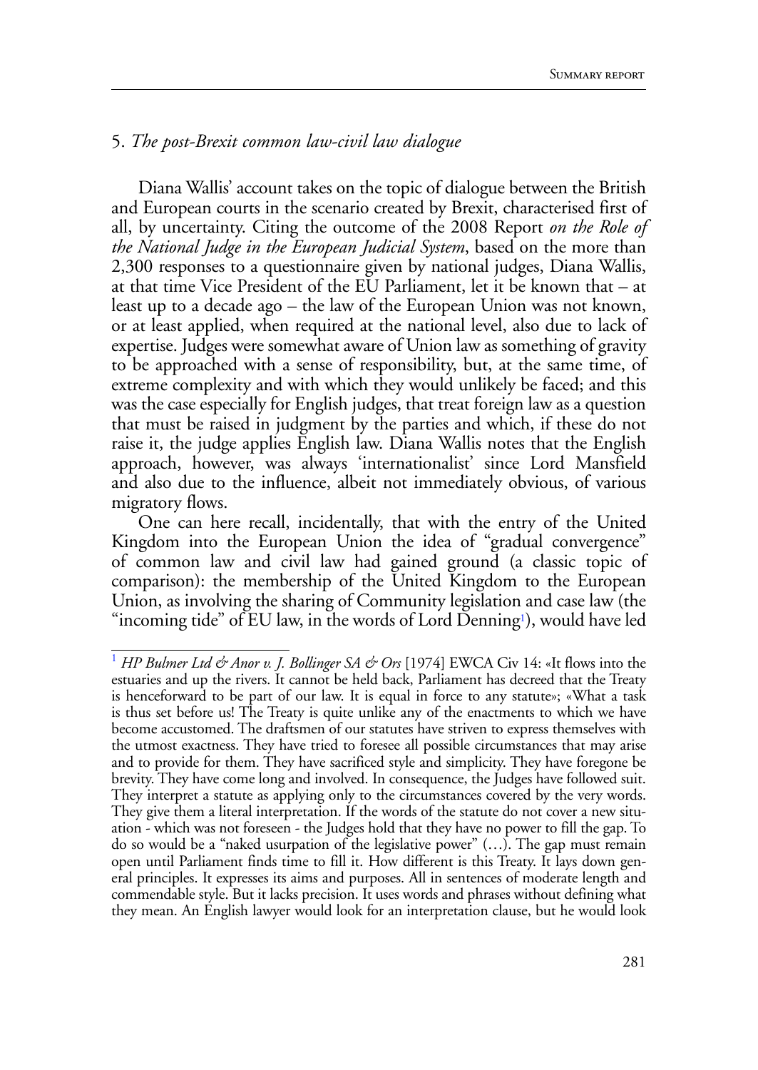## 5. *The post-Brexit common law-civil law dialogue*

Diana Wallis' account takes on the topic of dialogue between the British and European courts in the scenario created by Brexit, characterised first of all, by uncertainty. Citing the outcome of the 2008 Report *on the Role of the National Judge in the European Judicial System*, based on the more than 2,300 responses to a questionnaire given by national judges, Diana Wallis, at that time Vice President of the EU Parliament, let it be known that – at least up to a decade ago – the law of the European Union was not known, or at least applied, when required at the national level, also due to lack of expertise. Judges were somewhat aware of Union law as something of gravity to be approached with a sense of responsibility, but, at the same time, of extreme complexity and with which they would unlikely be faced; and this was the case especially for English judges, that treat foreign law as a question that must be raised in judgment by the parties and which, if these do not raise it, the judge applies English law. Diana Wallis notes that the English approach, however, was always 'internationalist' since Lord Mansfield and also due to the influence, albeit not immediately obvious, of various migratory flows.

One can here recall, incidentally, that with the entry of the United Kingdom into the European Union the idea of "gradual convergence" of common law and civil law had gained ground (a classic topic of comparison): the membership of the United Kingdom to the European Union, as involving the sharing of Community legislation and case law (the "incoming tide" of EU law, in the words of Lord Denning[1]), would have led

[1] *HP Bulmer Ltd & Anor v. J. Bollinger SA & Ors* [1974] EWCA Civ 14: «It flows into the estuaries and up the rivers. It cannot be held back, Parliament has decreed that the Treaty is henceforward to be part of our law. It is equal in force to any statute»; «What a task is thus set before us! The Treaty is quite unlike any of the enactments to which we have become accustomed. The draftsmen of our statutes have striven to express themselves with the utmost exactness. They have tried to foresee all possible circumstances that may arise and to provide for them. They have sacrificed style and simplicity. They have foregone be brevity. They have come long and involved. In consequence, the Judges have followed suit. They interpret a statute as applying only to the circumstances covered by the very words. They give them a literal interpretation. If the words of the statute do not cover a new situation - which was not foreseen - the Judges hold that they have no power to fill the gap. To do so would be a "naked usurpation of the legislative power" (…). The gap must remain open until Parliament finds time to fill it. How different is this Treaty. It lays down general principles. It expresses its aims and purposes. All in sentences of moderate length and commendable style. But it lacks precision. It uses words and phrases without defining what they mean. An English lawyer would look for an interpretation clause, but he would look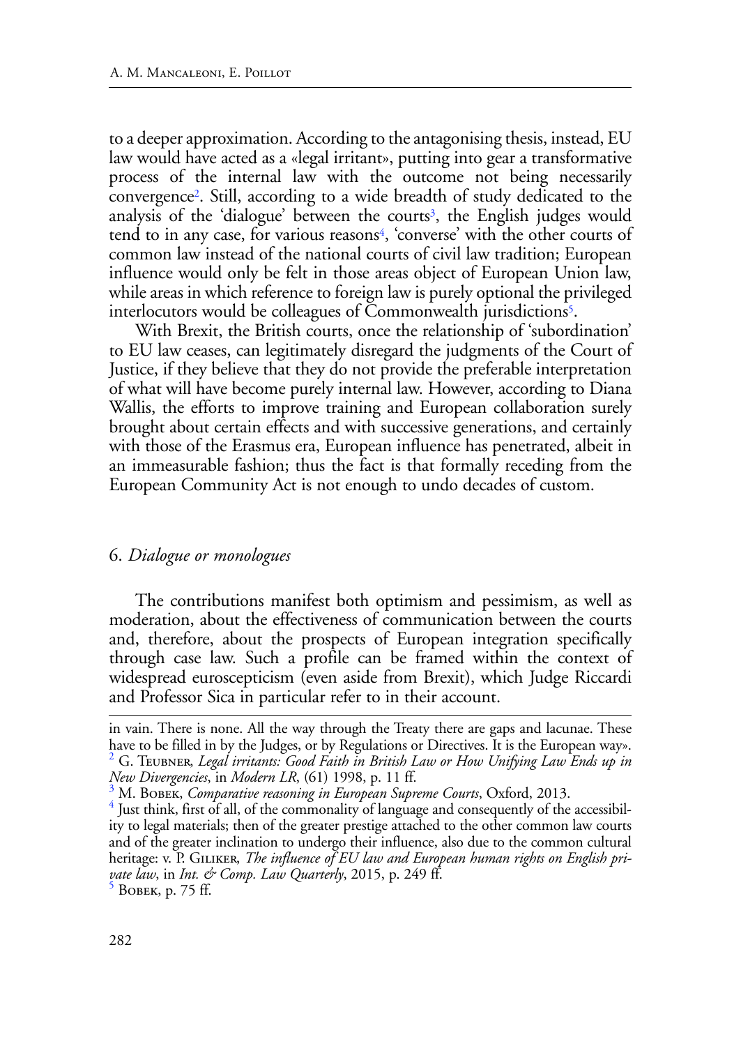to a deeper approximation. According to the antagonising thesis, instead, EU law would have acted as a «legal irritant», putting into gear a transformative process of the internal law with the outcome not being necessarily convergence[2]. Still, according to a wide breadth of study dedicated to the analysis of the 'dialogue' between the courts[3], the English judges would tend to in any case, for various reasons[4], 'converse' with the other courts of common law instead of the national courts of civil law tradition; European influence would only be felt in those areas object of European Union law, while areas in which reference to foreign law is purely optional the privileged interlocutors would be colleagues of Commonwealth jurisdictions[5].

With Brexit, the British courts, once the relationship of 'subordination' to EU law ceases, can legitimately disregard the judgments of the Court of Justice, if they believe that they do not provide the preferable interpretation of what will have become purely internal law. However, according to Diana Wallis, the efforts to improve training and European collaboration surely brought about certain effects and with successive generations, and certainly with those of the Erasmus era, European influence has penetrated, albeit in an immeasurable fashion; thus the fact is that formally receding from the European Community Act is not enough to undo decades of custom.

## 6. *Dialogue or monologues*

The contributions manifest both optimism and pessimism, as well as moderation, about the effectiveness of communication between the courts and, therefore, about the prospects of European integration specifically through case law. Such a profile can be framed within the context of widespread euroscepticism (even aside from Brexit), which Judge Riccardi and Professor Sica in particular refer to in their account.

---

in vain. There is none. All the way through the Treaty there are gaps and lacunae. These have to be filled in by the Judges, or by Regulations or Directives. It is the European way».

[2] G. Teubner, *Legal irritants: Good Faith in British Law or How Unifying Law Ends up in New Divergencies*, in *Modern LR*, (61) 1998, p. 11 ff.

[3] M. Bobek, *Comparative reasoning in European Supreme Courts*, Oxford, 2013.

[4] Just think, first of all, of the commonality of language and consequently of the accessibility to legal materials; then of the greater prestige attached to the other common law courts and of the greater inclination to undergo their influence, also due to the common cultural heritage: v. P. Giliker, *The influence of EU law and European human rights on English private law*, in *Int. & Comp. Law Quarterly*, 2015, p. 249 ff.

[5] Bobek, p. 75 ff.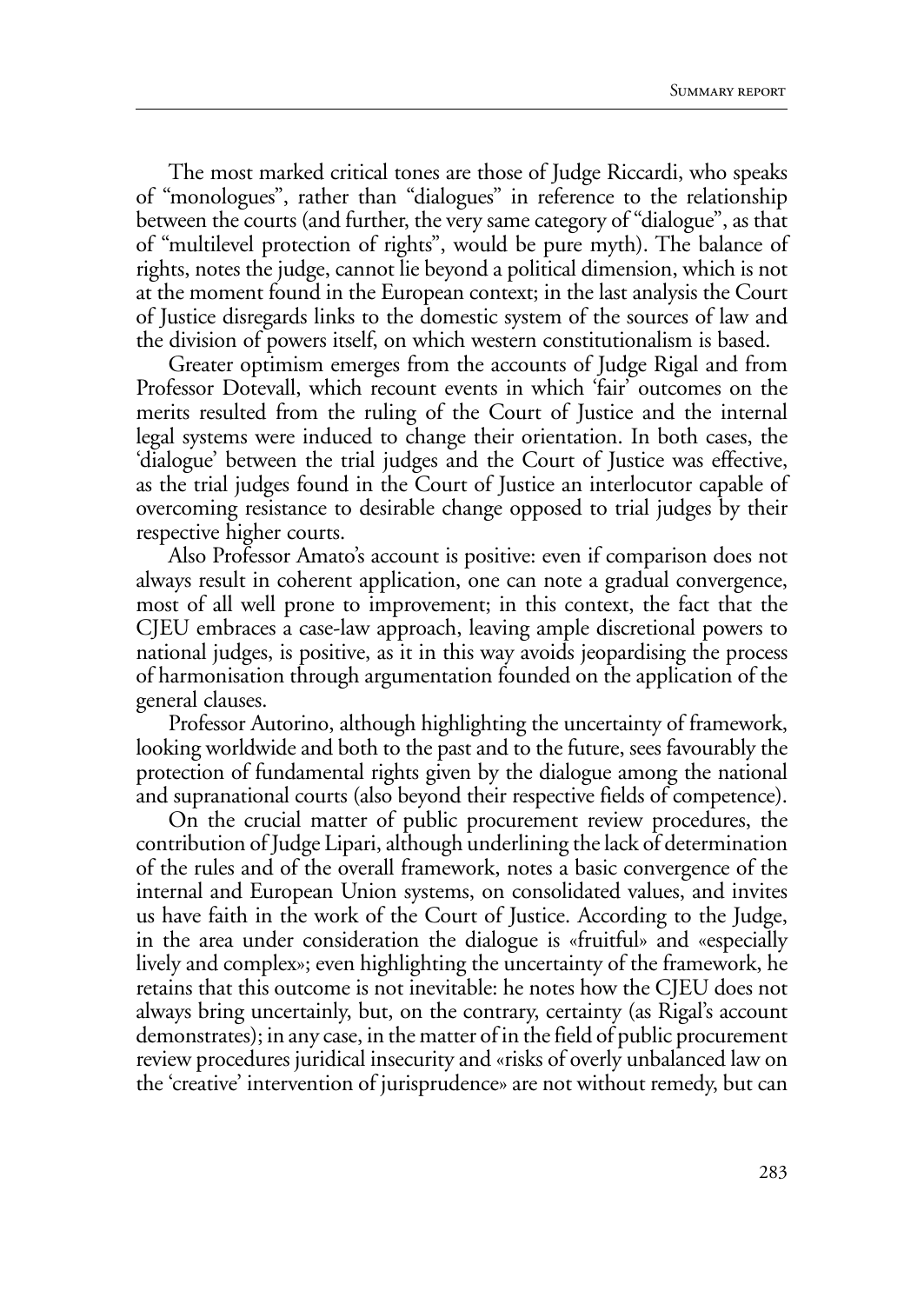The most marked critical tones are those of Judge Riccardi, who speaks of "monologues", rather than "dialogues" in reference to the relationship between the courts (and further, the very same category of "dialogue", as that of "multilevel protection of rights", would be pure myth). The balance of rights, notes the judge, cannot lie beyond a political dimension, which is not at the moment found in the European context; in the last analysis the Court of Justice disregards links to the domestic system of the sources of law and the division of powers itself, on which western constitutionalism is based.

Greater optimism emerges from the accounts of Judge Rigal and from Professor Dotevall, which recount events in which 'fair' outcomes on the merits resulted from the ruling of the Court of Justice and the internal legal systems were induced to change their orientation. In both cases, the 'dialogue' between the trial judges and the Court of Justice was effective, as the trial judges found in the Court of Justice an interlocutor capable of overcoming resistance to desirable change opposed to trial judges by their respective higher courts.

Also Professor Amato's account is positive: even if comparison does not always result in coherent application, one can note a gradual convergence, most of all well prone to improvement; in this context, the fact that the CJEU embraces a case-law approach, leaving ample discretional powers to national judges, is positive, as it in this way avoids jeopardising the process of harmonisation through argumentation founded on the application of the general clauses.

Professor Autorino, although highlighting the uncertainty of framework, looking worldwide and both to the past and to the future, sees favourably the protection of fundamental rights given by the dialogue among the national and supranational courts (also beyond their respective fields of competence).

On the crucial matter of public procurement review procedures, the contribution of Judge Lipari, although underlining the lack of determination of the rules and of the overall framework, notes a basic convergence of the internal and European Union systems, on consolidated values, and invites us have faith in the work of the Court of Justice. According to the Judge, in the area under consideration the dialogue is «fruitful» and «especially lively and complex»; even highlighting the uncertainty of the framework, he retains that this outcome is not inevitable: he notes how the CJEU does not always bring uncertainly, but, on the contrary, certainty (as Rigal's account demonstrates); in any case, in the matter of in the field of public procurement review procedures juridical insecurity and «risks of overly unbalanced law on the 'creative' intervention of jurisprudence» are not without remedy, but can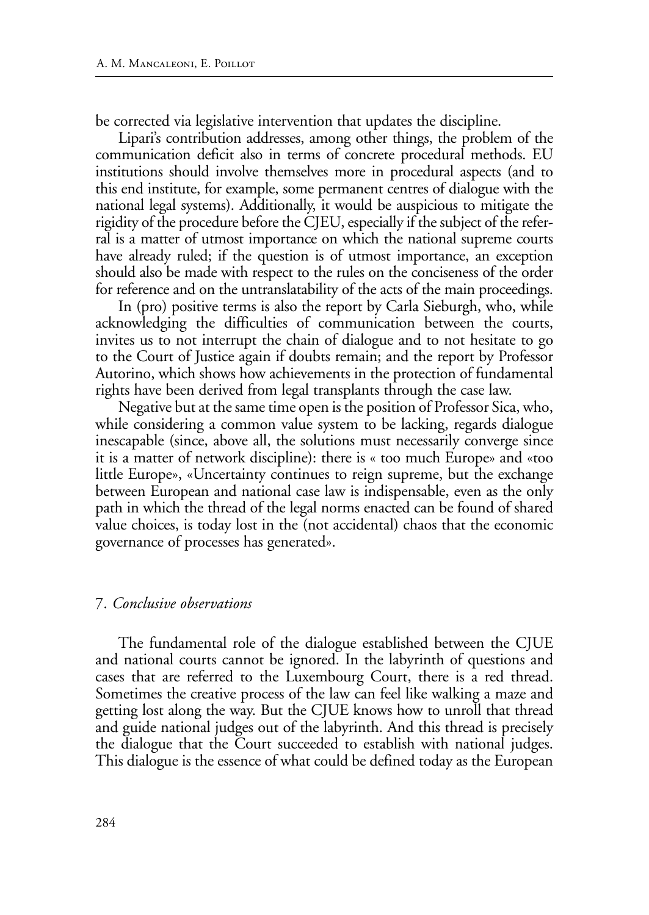be corrected via legislative intervention that updates the discipline.

Lipari's contribution addresses, among other things, the problem of the communication deficit also in terms of concrete procedural methods. EU institutions should involve themselves more in procedural aspects (and to this end institute, for example, some permanent centres of dialogue with the national legal systems). Additionally, it would be auspicious to mitigate the rigidity of the procedure before the CJEU, especially if the subject of the referral is a matter of utmost importance on which the national supreme courts have already ruled; if the question is of utmost importance, an exception should also be made with respect to the rules on the conciseness of the order for reference and on the untranslatability of the acts of the main proceedings.

In (pro) positive terms is also the report by Carla Sieburgh, who, while acknowledging the difficulties of communication between the courts, invites us to not interrupt the chain of dialogue and to not hesitate to go to the Court of Justice again if doubts remain; and the report by Professor Autorino, which shows how achievements in the protection of fundamental rights have been derived from legal transplants through the case law.

Negative but at the same time open is the position of Professor Sica, who, while considering a common value system to be lacking, regards dialogue inescapable (since, above all, the solutions must necessarily converge since it is a matter of network discipline): there is « too much Europe» and «too little Europe», «Uncertainty continues to reign supreme, but the exchange between European and national case law is indispensable, even as the only path in which the thread of the legal norms enacted can be found of shared value choices, is today lost in the (not accidental) chaos that the economic governance of processes has generated».

## 7. *Conclusive observations*

The fundamental role of the dialogue established between the CJUE and national courts cannot be ignored. In the labyrinth of questions and cases that are referred to the Luxembourg Court, there is a red thread. Sometimes the creative process of the law can feel like walking a maze and getting lost along the way. But the CJUE knows how to unroll that thread and guide national judges out of the labyrinth. And this thread is precisely the dialogue that the Court succeeded to establish with national judges. This dialogue is the essence of what could be defined today as the European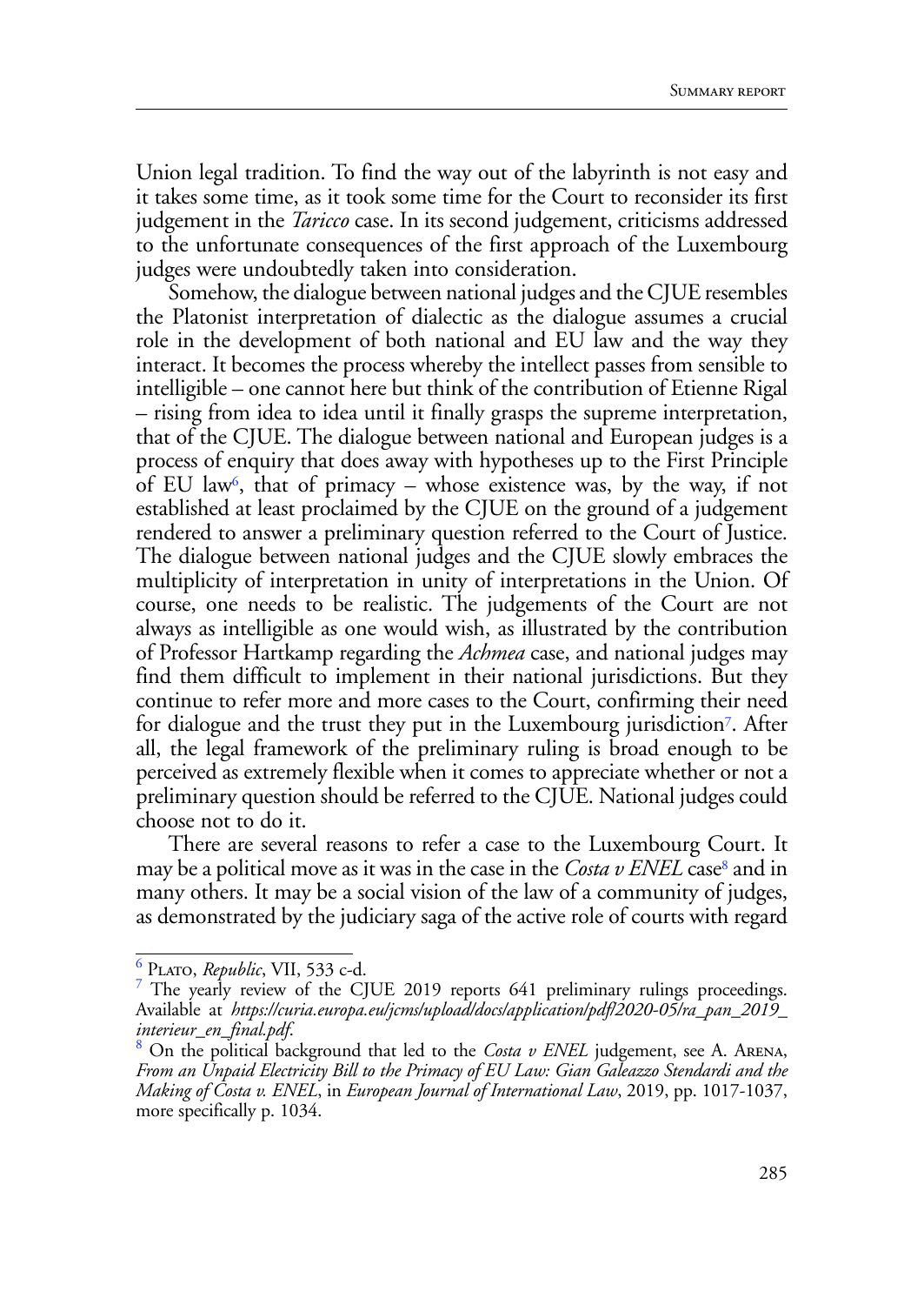Union legal tradition. To find the way out of the labyrinth is not easy and it takes some time, as it took some time for the Court to reconsider its first judgement in the *Taricco* case. In its second judgement, criticisms addressed to the unfortunate consequences of the first approach of the Luxembourg judges were undoubtedly taken into consideration.

Somehow, the dialogue between national judges and the CJUE resembles the Platonist interpretation of dialectic as the dialogue assumes a crucial role in the development of both national and EU law and the way they interact. It becomes the process whereby the intellect passes from sensible to intelligible – one cannot here but think of the contribution of Etienne Rigal – rising from idea to idea until it finally grasps the supreme interpretation, that of the CJUE. The dialogue between national and European judges is a process of enquiry that does away with hypotheses up to the First Principle of EU law[6], that of primacy – whose existence was, by the way, if not established at least proclaimed by the CJUE on the ground of a judgement rendered to answer a preliminary question referred to the Court of Justice. The dialogue between national judges and the CJUE slowly embraces the multiplicity of interpretation in unity of interpretations in the Union. Of course, one needs to be realistic. The judgements of the Court are not always as intelligible as one would wish, as illustrated by the contribution of Professor Hartkamp regarding the *Achmea* case, and national judges may find them difficult to implement in their national jurisdictions. But they continue to refer more and more cases to the Court, confirming their need for dialogue and the trust they put in the Luxembourg jurisdiction[7]. After all, the legal framework of the preliminary ruling is broad enough to be perceived as extremely flexible when it comes to appreciate whether or not a preliminary question should be referred to the CJUE. National judges could choose not to do it.

There are several reasons to refer a case to the Luxembourg Court. It may be a political move as it was in the case in the *Costa v ENEL* case[8] and in many others. It may be a social vision of the law of a community of judges, as demonstrated by the judiciary saga of the active role of courts with regard

---

[6] Plato, *Republic*, VII, 533 c-d.

[7] The yearly review of the CJUE 2019 reports 641 preliminary rulings proceedings. Available at *https://curia.europa.eu/jcms/upload/docs/application/pdf/2020-05/ra_pan_2019_interieur_en_final.pdf*.

[8] On the political background that led to the *Costa v ENEL* judgement, see A. Arena, *From an Unpaid Electricity Bill to the Primacy of EU Law: Gian Galeazzo Stendardi and the Making of Costa v. ENEL*, in *European Journal of International Law*, 2019, pp. 1017-1037, more specifically p. 1034.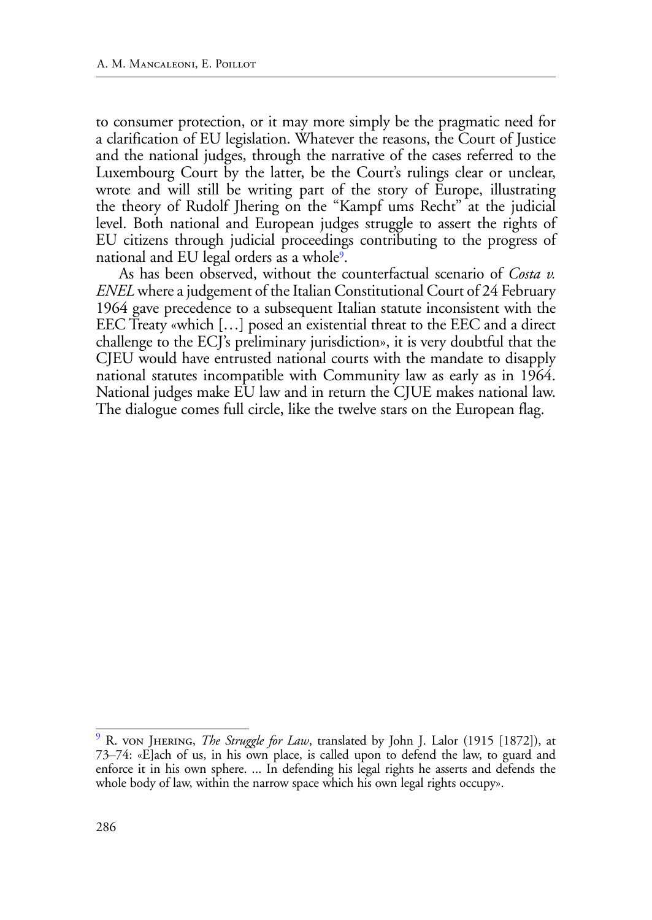to consumer protection, or it may more simply be the pragmatic need for a clarification of EU legislation. Whatever the reasons, the Court of Justice and the national judges, through the narrative of the cases referred to the Luxembourg Court by the latter, be the Court's rulings clear or unclear, wrote and will still be writing part of the story of Europe, illustrating the theory of Rudolf Jhering on the "Kampf ums Recht" at the judicial level. Both national and European judges struggle to assert the rights of EU citizens through judicial proceedings contributing to the progress of national and EU legal orders as a whole[9].

As has been observed, without the counterfactual scenario of *Costa v. ENEL* where a judgement of the Italian Constitutional Court of 24 February 1964 gave precedence to a subsequent Italian statute inconsistent with the EEC Treaty «which […] posed an existential threat to the EEC and a direct challenge to the ECJ's preliminary jurisdiction», it is very doubtful that the CJEU would have entrusted national courts with the mandate to disapply national statutes incompatible with Community law as early as in 1964. National judges make EU law and in return the CJUE makes national law. The dialogue comes full circle, like the twelve stars on the European flag.

---

[9] R. von Jhering, *The Struggle for Law*, translated by John J. Lalor (1915 [1872]), at 73–74: «E]ach of us, in his own place, is called upon to defend the law, to guard and enforce it in his own sphere. ... In defending his legal rights he asserts and defends the whole body of law, within the narrow space which his own legal rights occupy».